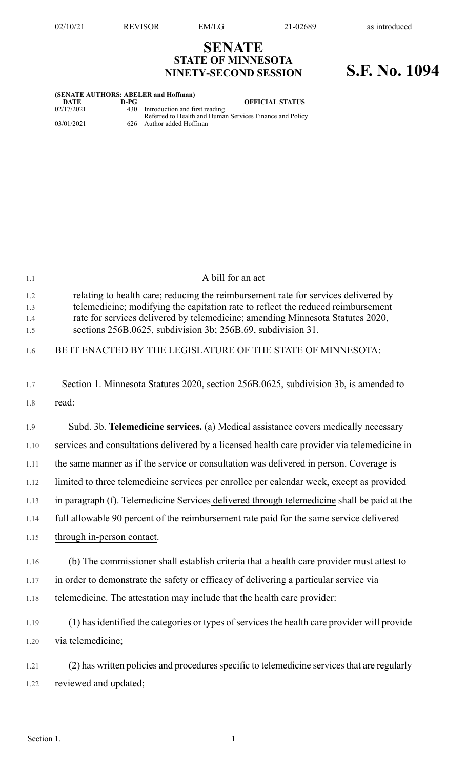# SENATE
## STATE OF MINNESOTA
## NINETY-SECOND SESSION

# S.F. No. 1094

**(SENATE AUTHORS: ABELER and Hoffman)**

| DATE | D-PG | OFFICIAL STATUS |
|---|---|---|
| 02/17/2021 | 430 | Introduction and first reading<br>Referred to Health and Human Services Finance and Policy |
| 03/01/2021 | 626 | Author added Hoffman |

A bill for an act

relating to health care; reducing the reimbursement rate for services delivered by telemedicine; modifying the capitation rate to reflect the reduced reimbursement rate for services delivered by telemedicine; amending Minnesota Statutes 2020, sections 256B.0625, subdivision 3b; 256B.69, subdivision 31.

BE IT ENACTED BY THE LEGISLATURE OF THE STATE OF MINNESOTA:

Section 1. Minnesota Statutes 2020, section 256B.0625, subdivision 3b, is amended to read:

Subd. 3b. **Telemedicine services.** (a) Medical assistance covers medically necessary services and consultations delivered by a licensed health care provider via telemedicine in the same manner as if the service or consultation was delivered in person. Coverage is limited to three telemedicine services per enrollee per calendar week, except as provided in paragraph (f). ~~Telemedicine~~ Services delivered through telemedicine shall be paid at ~~the full allowable~~ 90 percent of the reimbursement rate paid for the same service delivered through in-person contact.

(b) The commissioner shall establish criteria that a health care provider must attest to in order to demonstrate the safety or efficacy of delivering a particular service via telemedicine. The attestation may include that the health care provider:

(1) has identified the categories or types of services the health care provider will provide via telemedicine;

(2) has written policies and procedures specific to telemedicine services that are regularly reviewed and updated;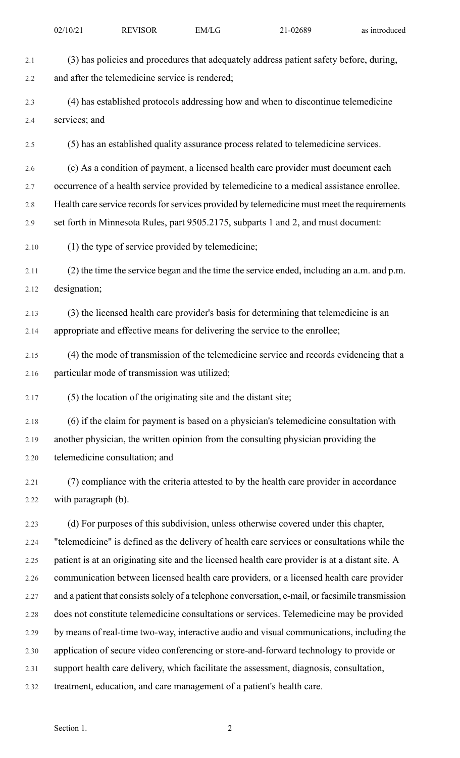(3) has policies and procedures that adequately address patient safety before, during, and after the telemedicine service is rendered;

(4) has established protocols addressing how and when to discontinue telemedicine services; and

(5) has an established quality assurance process related to telemedicine services.

(c) As a condition of payment, a licensed health care provider must document each occurrence of a health service provided by telemedicine to a medical assistance enrollee. Health care service records for services provided by telemedicine must meet the requirements set forth in Minnesota Rules, part 9505.2175, subparts 1 and 2, and must document:

(1) the type of service provided by telemedicine;

(2) the time the service began and the time the service ended, including an a.m. and p.m. designation;

(3) the licensed health care provider's basis for determining that telemedicine is an appropriate and effective means for delivering the service to the enrollee;

(4) the mode of transmission of the telemedicine service and records evidencing that a particular mode of transmission was utilized;

(5) the location of the originating site and the distant site;

(6) if the claim for payment is based on a physician's telemedicine consultation with another physician, the written opinion from the consulting physician providing the telemedicine consultation; and

(7) compliance with the criteria attested to by the health care provider in accordance with paragraph (b).

(d) For purposes of this subdivision, unless otherwise covered under this chapter, "telemedicine" is defined as the delivery of health care services or consultations while the patient is at an originating site and the licensed health care provider is at a distant site. A communication between licensed health care providers, or a licensed health care provider and a patient that consists solely of a telephone conversation, e-mail, or facsimile transmission does not constitute telemedicine consultations or services. Telemedicine may be provided by means of real-time two-way, interactive audio and visual communications, including the application of secure video conferencing or store-and-forward technology to provide or support health care delivery, which facilitate the assessment, diagnosis, consultation, treatment, education, and care management of a patient's health care.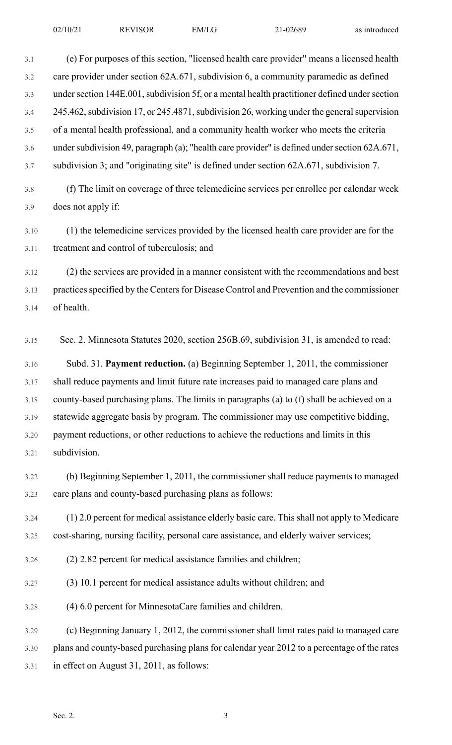(e) For purposes of this section, "licensed health care provider" means a licensed health care provider under section 62A.671, subdivision 6, a community paramedic as defined under section 144E.001, subdivision 5f, or a mental health practitioner defined under section 245.462, subdivision 17, or 245.4871, subdivision 26, working under the general supervision of a mental health professional, and a community health worker who meets the criteria under subdivision 49, paragraph (a); "health care provider" is defined under section 62A.671, subdivision 3; and "originating site" is defined under section 62A.671, subdivision 7.

(f) The limit on coverage of three telemedicine services per enrollee per calendar week does not apply if:

(1) the telemedicine services provided by the licensed health care provider are for the treatment and control of tuberculosis; and

(2) the services are provided in a manner consistent with the recommendations and best practices specified by the Centers for Disease Control and Prevention and the commissioner of health.

Sec. 2. Minnesota Statutes 2020, section 256B.69, subdivision 31, is amended to read:

Subd. 31. **Payment reduction.** (a) Beginning September 1, 2011, the commissioner shall reduce payments and limit future rate increases paid to managed care plans and county-based purchasing plans. The limits in paragraphs (a) to (f) shall be achieved on a statewide aggregate basis by program. The commissioner may use competitive bidding, payment reductions, or other reductions to achieve the reductions and limits in this subdivision.

(b) Beginning September 1, 2011, the commissioner shall reduce payments to managed care plans and county-based purchasing plans as follows:

(1) 2.0 percent for medical assistance elderly basic care. This shall not apply to Medicare cost-sharing, nursing facility, personal care assistance, and elderly waiver services;

(2) 2.82 percent for medical assistance families and children;

(3) 10.1 percent for medical assistance adults without children; and

(4) 6.0 percent for MinnesotaCare families and children.

(c) Beginning January 1, 2012, the commissioner shall limit rates paid to managed care plans and county-based purchasing plans for calendar year 2012 to a percentage of the rates in effect on August 31, 2011, as follows: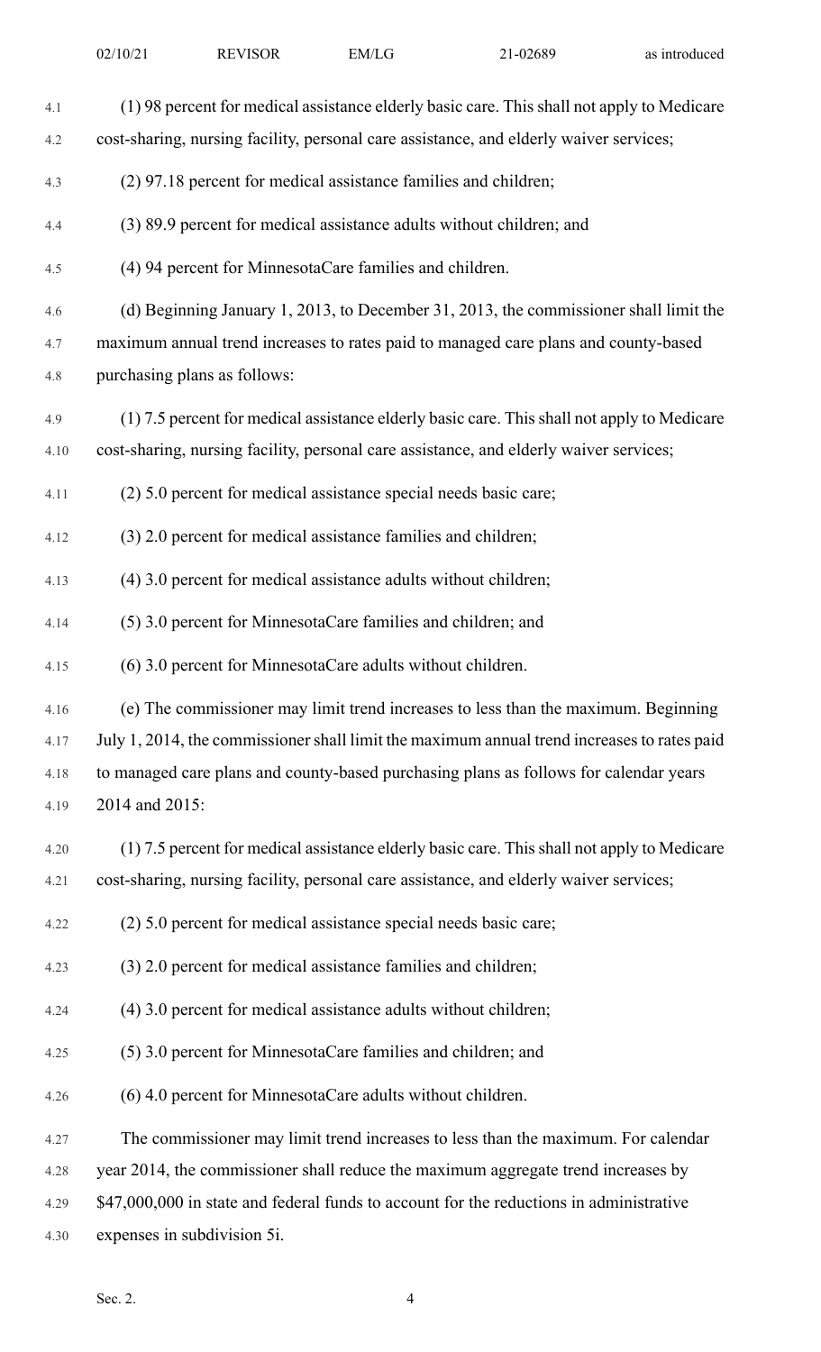(1) 98 percent for medical assistance elderly basic care. This shall not apply to Medicare cost-sharing, nursing facility, personal care assistance, and elderly waiver services;

(2) 97.18 percent for medical assistance families and children;

(3) 89.9 percent for medical assistance adults without children; and

(4) 94 percent for MinnesotaCare families and children.

(d) Beginning January 1, 2013, to December 31, 2013, the commissioner shall limit the maximum annual trend increases to rates paid to managed care plans and county-based purchasing plans as follows:

(1) 7.5 percent for medical assistance elderly basic care. This shall not apply to Medicare cost-sharing, nursing facility, personal care assistance, and elderly waiver services;

(2) 5.0 percent for medical assistance special needs basic care;

(3) 2.0 percent for medical assistance families and children;

(4) 3.0 percent for medical assistance adults without children;

(5) 3.0 percent for MinnesotaCare families and children; and

(6) 3.0 percent for MinnesotaCare adults without children.

(e) The commissioner may limit trend increases to less than the maximum. Beginning July 1, 2014, the commissioner shall limit the maximum annual trend increases to rates paid to managed care plans and county-based purchasing plans as follows for calendar years 2014 and 2015:

(1) 7.5 percent for medical assistance elderly basic care. This shall not apply to Medicare cost-sharing, nursing facility, personal care assistance, and elderly waiver services;

(2) 5.0 percent for medical assistance special needs basic care;

(3) 2.0 percent for medical assistance families and children;

(4) 3.0 percent for medical assistance adults without children;

(5) 3.0 percent for MinnesotaCare families and children; and

(6) 4.0 percent for MinnesotaCare adults without children.

The commissioner may limit trend increases to less than the maximum. For calendar year 2014, the commissioner shall reduce the maximum aggregate trend increases by $47,000,000 in state and federal funds to account for the reductions in administrative expenses in subdivision 5i.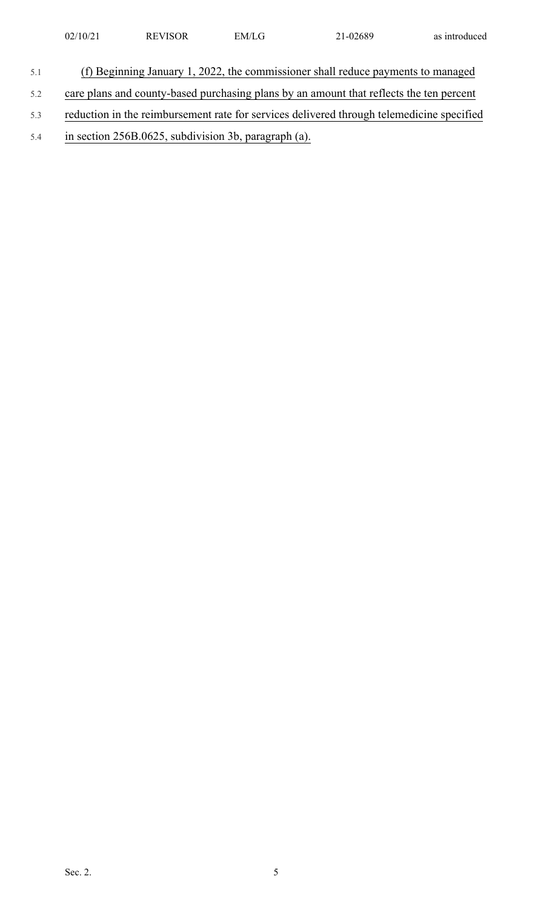(f) Beginning January 1, 2022, the commissioner shall reduce payments to managed care plans and county-based purchasing plans by an amount that reflects the ten percent reduction in the reimbursement rate for services delivered through telemedicine specified in section 256B.0625, subdivision 3b, paragraph (a).